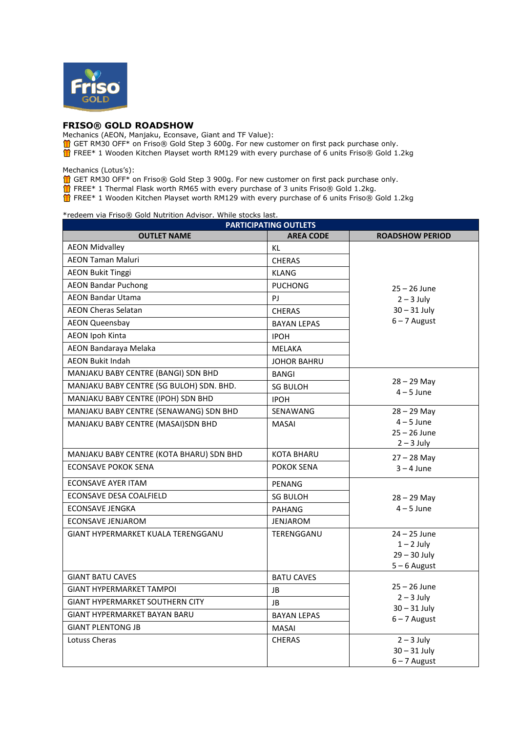## FRISO® GOLD ROADSHOW

Mechanics (AEON, Manjaku, Econsave, Giant and TF Value):

- 🎁 GET RM30 OFF* on Friso® Gold Step 3 600g. For new customer on first pack purchase only.
- 🎁 FREE* 1 Wooden Kitchen Playset worth RM129 with every purchase of 6 units Friso® Gold 1.2kg

Mechanics (Lotus's):

- 🎁 GET RM30 OFF* on Friso® Gold Step 3 900g. For new customer on first pack purchase only.
- 🎁 FREE* 1 Thermal Flask worth RM65 with every purchase of 3 units Friso® Gold 1.2kg.
- 🎁 FREE* 1 Wooden Kitchen Playset worth RM129 with every purchase of 6 units Friso® Gold 1.2kg

*redeem via Friso® Gold Nutrition Advisor. While stocks last.

| PARTICIPATING OUTLETS | | |
|---|---|---|
| **OUTLET NAME** | **AREA CODE** | **ROADSHOW PERIOD** |
| AEON Midvalley | KL | 25 – 26 June<br>2 – 3 July<br>30 – 31 July<br>6 – 7 August |
| AEON Taman Maluri | CHERAS | |
| AEON Bukit Tinggi | KLANG | |
| AEON Bandar Puchong | PUCHONG | |
| AEON Bandar Utama | PJ | |
| AEON Cheras Selatan | CHERAS | |
| AEON Queensbay | BAYAN LEPAS | |
| AEON Ipoh Kinta | IPOH | |
| AEON Bandaraya Melaka | MELAKA | |
| AEON Bukit Indah | JOHOR BAHRU | |
| MANJAKU BABY CENTRE (BANGI) SDN BHD | BANGI | 28 – 29 May<br>4 – 5 June |
| MANJAKU BABY CENTRE (SG BULOH) SDN. BHD. | SG BULOH | |
| MANJAKU BABY CENTRE (IPOH) SDN BHD | IPOH | |
| MANJAKU BABY CENTRE (SENAWANG) SDN BHD | SENAWANG | 28 – 29 May<br>4 – 5 June<br>25 – 26 June<br>2 – 3 July |
| MANJAKU BABY CENTRE (MASAI)SDN BHD | MASAI | |
| MANJAKU BABY CENTRE (KOTA BHARU) SDN BHD | KOTA BHARU | 27 – 28 May<br>3 – 4 June |
| ECONSAVE POKOK SENA | POKOK SENA | |
| ECONSAVE AYER ITAM | PENANG | 28 – 29 May<br>4 – 5 June |
| ECONSAVE DESA COALFIELD | SG BULOH | |
| ECONSAVE JENGKA | PAHANG | |
| ECONSAVE JENJAROM | JENJAROM | |
| GIANT HYPERMARKET KUALA TERENGGANU | TERENGGANU | 24 – 25 June<br>1 – 2 July<br>29 – 30 July<br>5 – 6 August |
| GIANT BATU CAVES | BATU CAVES | 25 – 26 June<br>2 – 3 July<br>30 – 31 July<br>6 – 7 August |
| GIANT HYPERMARKET TAMPOI | JB | |
| GIANT HYPERMARKET SOUTHERN CITY | JB | |
| GIANT HYPERMARKET BAYAN BARU | BAYAN LEPAS | |
| GIANT PLENTONG JB | MASAI | |
| Lotuss Cheras | CHERAS | 2 – 3 July<br>30 – 31 July<br>6 – 7 August |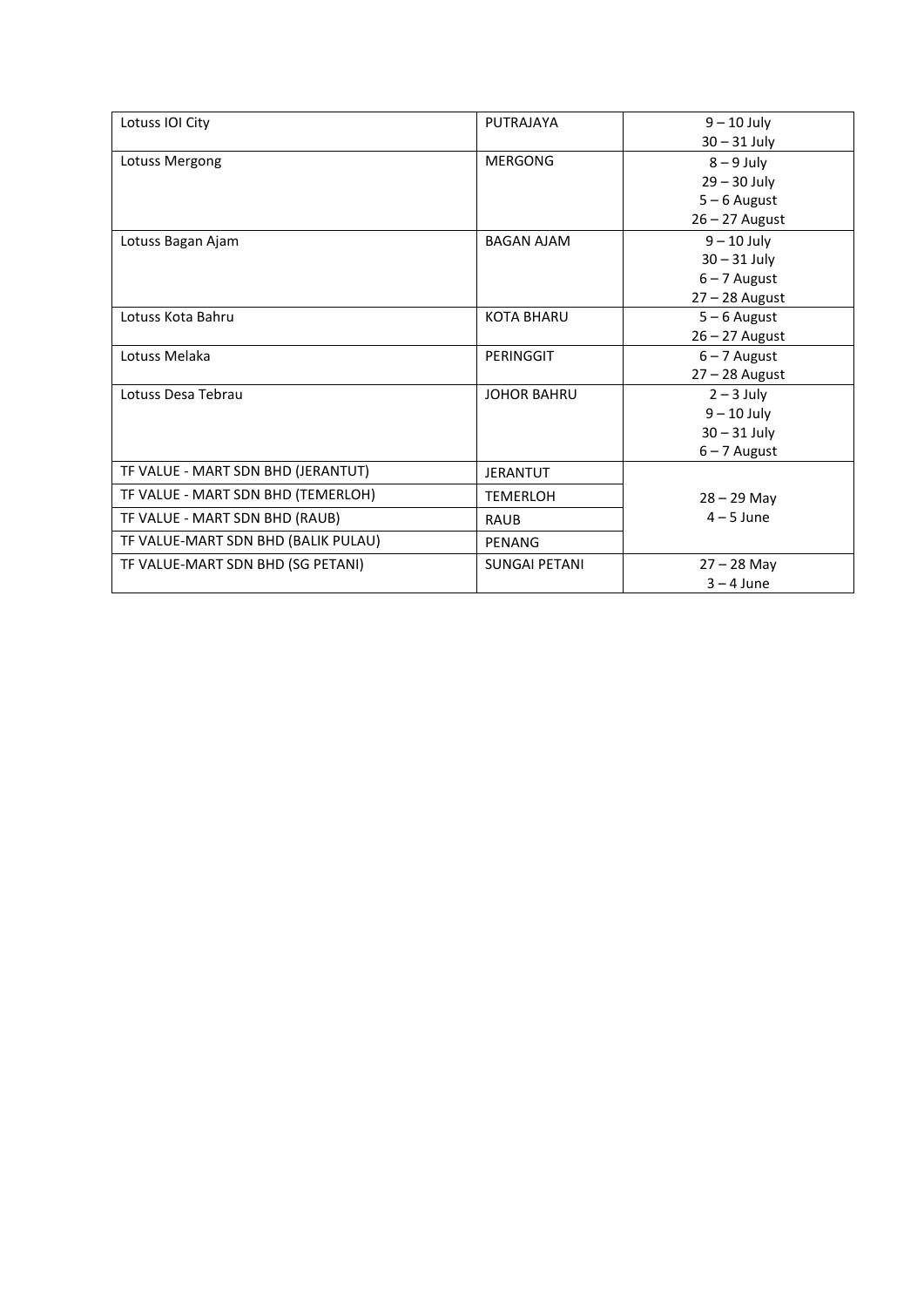| | | |
|---|---|---|
| Lotuss IOI City | PUTRAJAYA | 9 – 10 July<br>30 – 31 July |
| Lotuss Mergong | MERGONG | 8 – 9 July<br>29 – 30 July<br>5 – 6 August<br>26 – 27 August |
| Lotuss Bagan Ajam | BAGAN AJAM | 9 – 10 July<br>30 – 31 July<br>6 – 7 August<br>27 – 28 August |
| Lotuss Kota Bahru | KOTA BHARU | 5 – 6 August<br>26 – 27 August |
| Lotuss Melaka | PERINGGIT | 6 – 7 August<br>27 – 28 August |
| Lotuss Desa Tebrau | JOHOR BAHRU | 2 – 3 July<br>9 – 10 July<br>30 – 31 July<br>6 – 7 August |
| TF VALUE - MART SDN BHD (JERANTUT) | JERANTUT | 28 – 29 May<br>4 – 5 June |
| TF VALUE - MART SDN BHD (TEMERLOH) | TEMERLOH | |
| TF VALUE - MART SDN BHD (RAUB) | RAUB | |
| TF VALUE-MART SDN BHD (BALIK PULAU) | PENANG | |
| TF VALUE-MART SDN BHD (SG PETANI) | SUNGAI PETANI | 27 – 28 May<br>3 – 4 June |